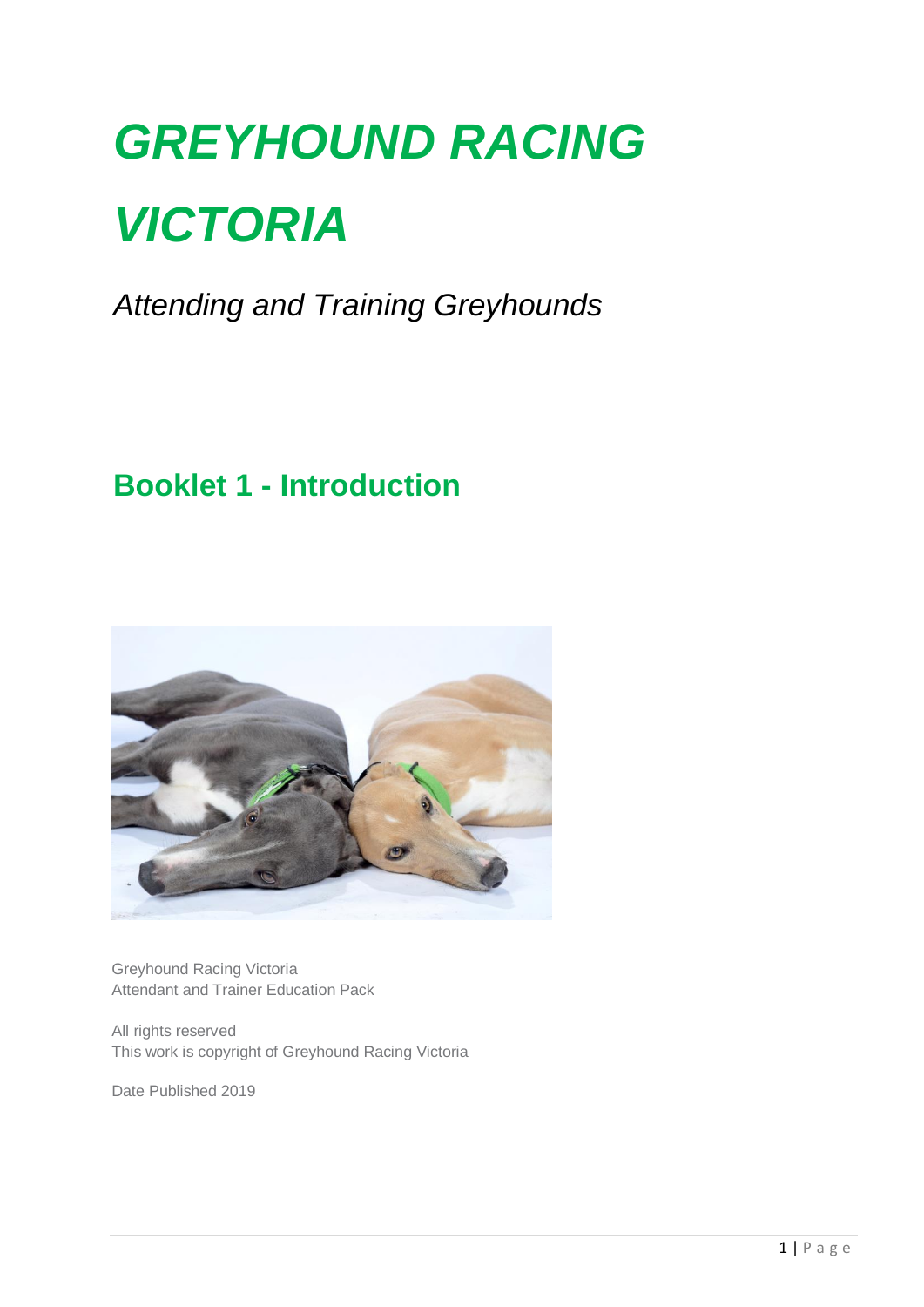# *GREYHOUND RACING VICTORIA*

*Attending and Training Greyhounds*

## Booklet 1 - Introduction

Greyhound Racing Victoria
Attendant and Trainer Education Pack

All rights reserved
This work is copyright of Greyhound Racing Victoria

Date Published 2019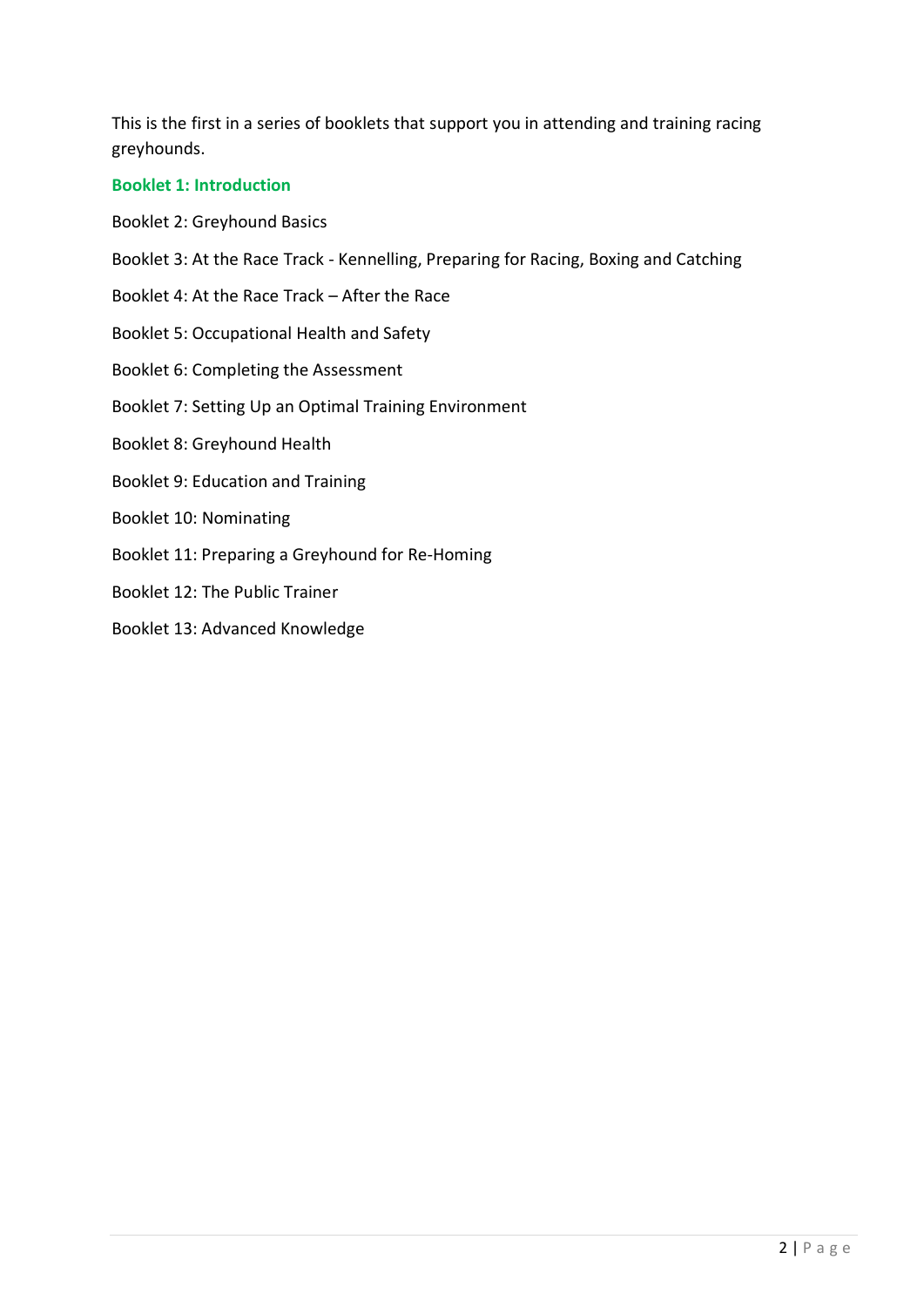This is the first in a series of booklets that support you in attending and training racing greyhounds.

**Booklet 1: Introduction**

Booklet 2: Greyhound Basics

Booklet 3: At the Race Track - Kennelling, Preparing for Racing, Boxing and Catching

Booklet 4: At the Race Track – After the Race

Booklet 5: Occupational Health and Safety

Booklet 6: Completing the Assessment

Booklet 7: Setting Up an Optimal Training Environment

Booklet 8: Greyhound Health

Booklet 9: Education and Training

Booklet 10: Nominating

Booklet 11: Preparing a Greyhound for Re-Homing

Booklet 12: The Public Trainer

Booklet 13: Advanced Knowledge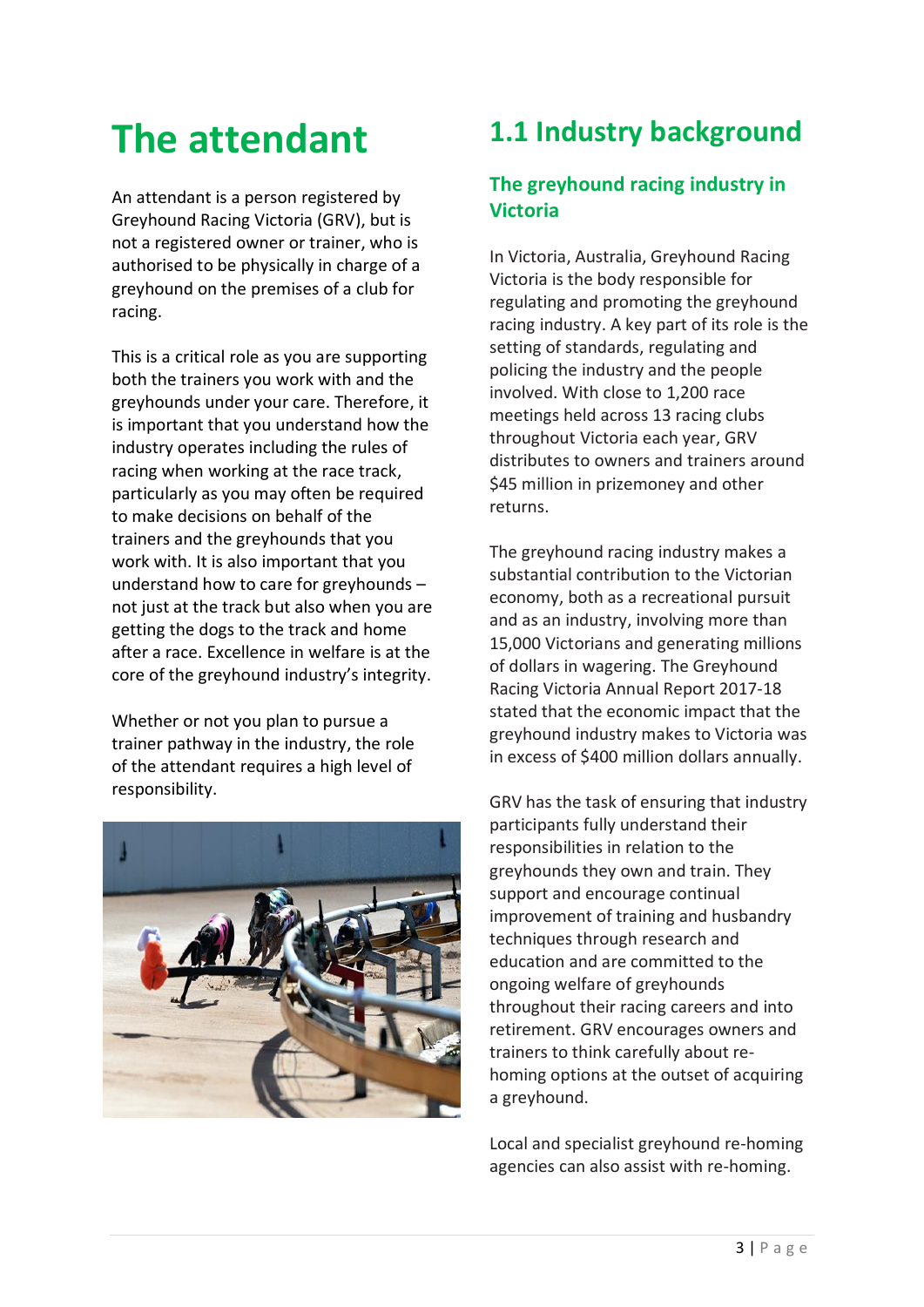# The attendant

An attendant is a person registered by Greyhound Racing Victoria (GRV), but is not a registered owner or trainer, who is authorised to be physically in charge of a greyhound on the premises of a club for racing.

This is a critical role as you are supporting both the trainers you work with and the greyhounds under your care. Therefore, it is important that you understand how the industry operates including the rules of racing when working at the race track, particularly as you may often be required to make decisions on behalf of the trainers and the greyhounds that you work with. It is also important that you understand how to care for greyhounds – not just at the track but also when you are getting the dogs to the track and home after a race. Excellence in welfare is at the core of the greyhound industry's integrity.

Whether or not you plan to pursue a trainer pathway in the industry, the role of the attendant requires a high level of responsibility.

## 1.1 Industry background

### The greyhound racing industry in Victoria

In Victoria, Australia, Greyhound Racing Victoria is the body responsible for regulating and promoting the greyhound racing industry. A key part of its role is the setting of standards, regulating and policing the industry and the people involved. With close to 1,200 race meetings held across 13 racing clubs throughout Victoria each year, GRV distributes to owners and trainers around $45 million in prizemoney and other returns.

The greyhound racing industry makes a substantial contribution to the Victorian economy, both as a recreational pursuit and as an industry, involving more than 15,000 Victorians and generating millions of dollars in wagering. The Greyhound Racing Victoria Annual Report 2017-18 stated that the economic impact that the greyhound industry makes to Victoria was in excess of $400 million dollars annually.

GRV has the task of ensuring that industry participants fully understand their responsibilities in relation to the greyhounds they own and train. They support and encourage continual improvement of training and husbandry techniques through research and education and are committed to the ongoing welfare of greyhounds throughout their racing careers and into retirement. GRV encourages owners and trainers to think carefully about re-homing options at the outset of acquiring a greyhound.

Local and specialist greyhound re-homing agencies can also assist with re-homing.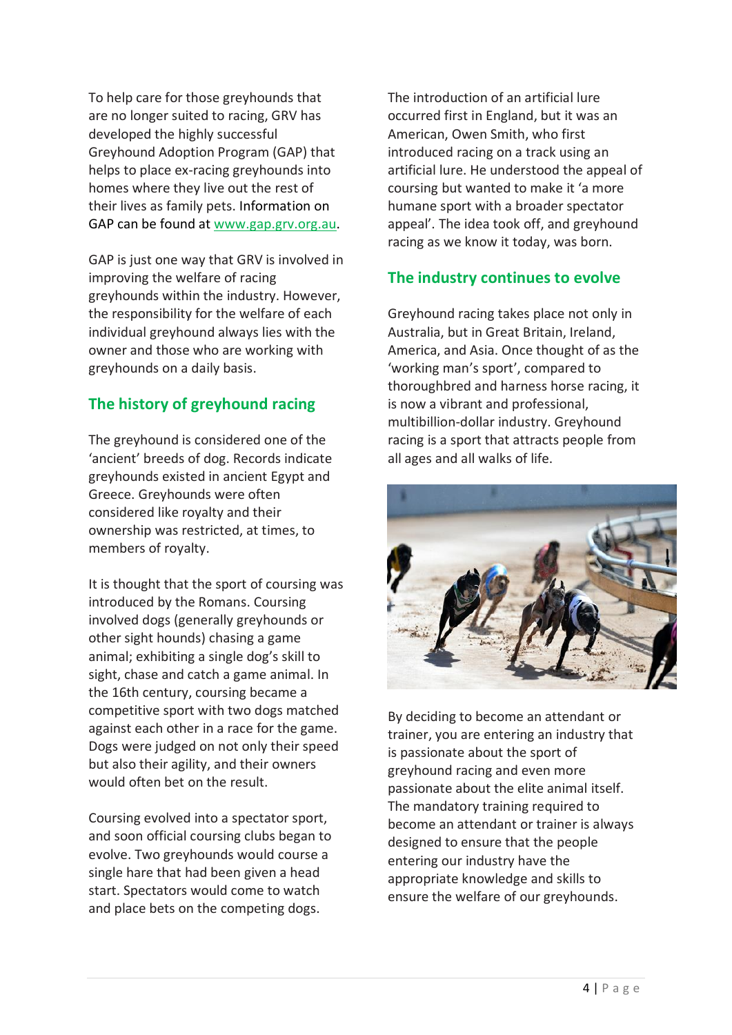To help care for those greyhounds that are no longer suited to racing, GRV has developed the highly successful Greyhound Adoption Program (GAP) that helps to place ex-racing greyhounds into homes where they live out the rest of their lives as family pets. Information on GAP can be found at [www.gap.grv.org.au](http://www.gap.grv.org.au).

GAP is just one way that GRV is involved in improving the welfare of racing greyhounds within the industry. However, the responsibility for the welfare of each individual greyhound always lies with the owner and those who are working with greyhounds on a daily basis.

## The history of greyhound racing

The greyhound is considered one of the 'ancient' breeds of dog. Records indicate greyhounds existed in ancient Egypt and Greece. Greyhounds were often considered like royalty and their ownership was restricted, at times, to members of royalty.

It is thought that the sport of coursing was introduced by the Romans. Coursing involved dogs (generally greyhounds or other sight hounds) chasing a game animal; exhibiting a single dog's skill to sight, chase and catch a game animal. In the 16th century, coursing became a competitive sport with two dogs matched against each other in a race for the game. Dogs were judged on not only their speed but also their agility, and their owners would often bet on the result.

Coursing evolved into a spectator sport, and soon official coursing clubs began to evolve. Two greyhounds would course a single hare that had been given a head start. Spectators would come to watch and place bets on the competing dogs.

The introduction of an artificial lure occurred first in England, but it was an American, Owen Smith, who first introduced racing on a track using an artificial lure. He understood the appeal of coursing but wanted to make it 'a more humane sport with a broader spectator appeal'. The idea took off, and greyhound racing as we know it today, was born.

## The industry continues to evolve

Greyhound racing takes place not only in Australia, but in Great Britain, Ireland, America, and Asia. Once thought of as the 'working man's sport', compared to thoroughbred and harness horse racing, it is now a vibrant and professional, multibillion-dollar industry. Greyhound racing is a sport that attracts people from all ages and all walks of life.

By deciding to become an attendant or trainer, you are entering an industry that is passionate about the sport of greyhound racing and even more passionate about the elite animal itself. The mandatory training required to become an attendant or trainer is always designed to ensure that the people entering our industry have the appropriate knowledge and skills to ensure the welfare of our greyhounds.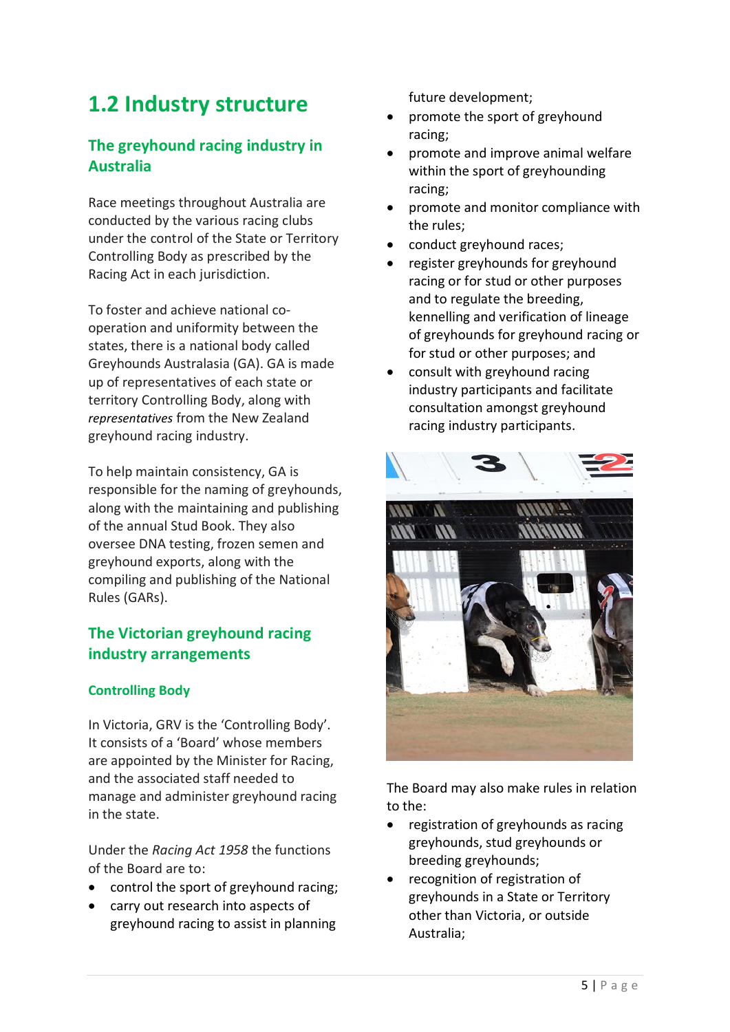## 1.2 Industry structure

### The greyhound racing industry in Australia

Race meetings throughout Australia are conducted by the various racing clubs under the control of the State or Territory Controlling Body as prescribed by the Racing Act in each jurisdiction.

To foster and achieve national co-operation and uniformity between the states, there is a national body called Greyhounds Australasia (GA). GA is made up of representatives of each state or territory Controlling Body, along with *representatives* from the New Zealand greyhound racing industry.

To help maintain consistency, GA is responsible for the naming of greyhounds, along with the maintaining and publishing of the annual Stud Book. They also oversee DNA testing, frozen semen and greyhound exports, along with the compiling and publishing of the National Rules (GARs).

### The Victorian greyhound racing industry arrangements

#### Controlling Body

In Victoria, GRV is the 'Controlling Body'. It consists of a 'Board' whose members are appointed by the Minister for Racing, and the associated staff needed to manage and administer greyhound racing in the state.

Under the *Racing Act 1958* the functions of the Board are to:

- control the sport of greyhound racing;
- carry out research into aspects of greyhound racing to assist in planning future development;
- promote the sport of greyhound racing;
- promote and improve animal welfare within the sport of greyhounding racing;
- promote and monitor compliance with the rules;
- conduct greyhound races;
- register greyhounds for greyhound racing or for stud or other purposes and to regulate the breeding, kennelling and verification of lineage of greyhounds for greyhound racing or for stud or other purposes; and
- consult with greyhound racing industry participants and facilitate consultation amongst greyhound racing industry participants.

The Board may also make rules in relation to the:

- registration of greyhounds as racing greyhounds, stud greyhounds or breeding greyhounds;
- recognition of registration of greyhounds in a State or Territory other than Victoria, or outside Australia;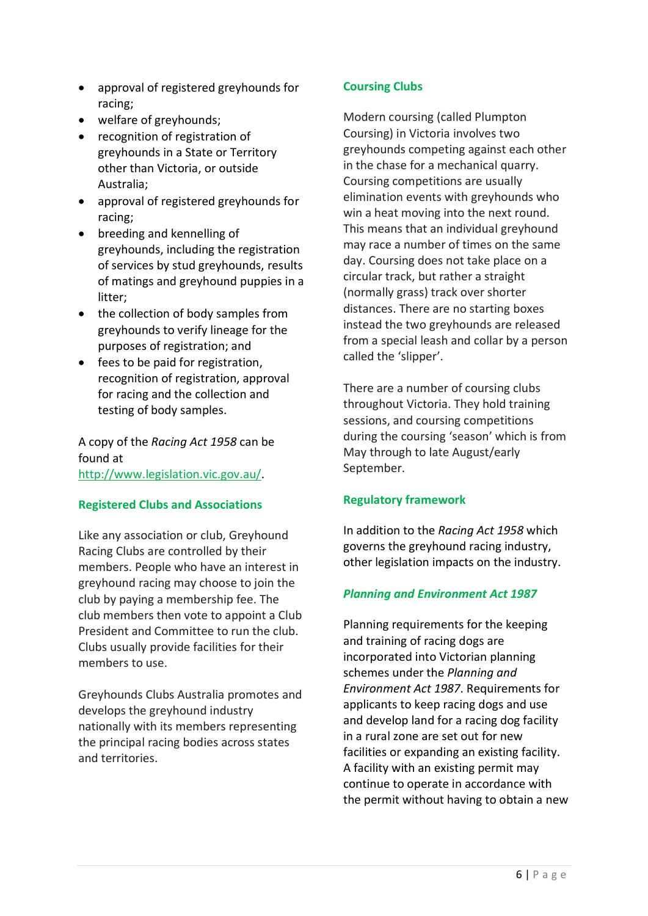- approval of registered greyhounds for racing;
- welfare of greyhounds;
- recognition of registration of greyhounds in a State or Territory other than Victoria, or outside Australia;
- approval of registered greyhounds for racing;
- breeding and kennelling of greyhounds, including the registration of services by stud greyhounds, results of matings and greyhound puppies in a litter;
- the collection of body samples from greyhounds to verify lineage for the purposes of registration; and
- fees to be paid for registration, recognition of registration, approval for racing and the collection and testing of body samples.

A copy of the *Racing Act 1958* can be found at [http://www.legislation.vic.gov.au/](http://www.legislation.vic.gov.au/).

### Registered Clubs and Associations

Like any association or club, Greyhound Racing Clubs are controlled by their members. People who have an interest in greyhound racing may choose to join the club by paying a membership fee. The club members then vote to appoint a Club President and Committee to run the club. Clubs usually provide facilities for their members to use.

Greyhounds Clubs Australia promotes and develops the greyhound industry nationally with its members representing the principal racing bodies across states and territories.

### Coursing Clubs

Modern coursing (called Plumpton Coursing) in Victoria involves two greyhounds competing against each other in the chase for a mechanical quarry. Coursing competitions are usually elimination events with greyhounds who win a heat moving into the next round. This means that an individual greyhound may race a number of times on the same day. Coursing does not take place on a circular track, but rather a straight (normally grass) track over shorter distances. There are no starting boxes instead the two greyhounds are released from a special leash and collar by a person called the 'slipper'.

There are a number of coursing clubs throughout Victoria. They hold training sessions, and coursing competitions during the coursing 'season' which is from May through to late August/early September.

### Regulatory framework

In addition to the *Racing Act 1958* which governs the greyhound racing industry, other legislation impacts on the industry.

#### *Planning and Environment Act 1987*

Planning requirements for the keeping and training of racing dogs are incorporated into Victorian planning schemes under the *Planning and Environment Act 1987*. Requirements for applicants to keep racing dogs and use and develop land for a racing dog facility in a rural zone are set out for new facilities or expanding an existing facility. A facility with an existing permit may continue to operate in accordance with the permit without having to obtain a new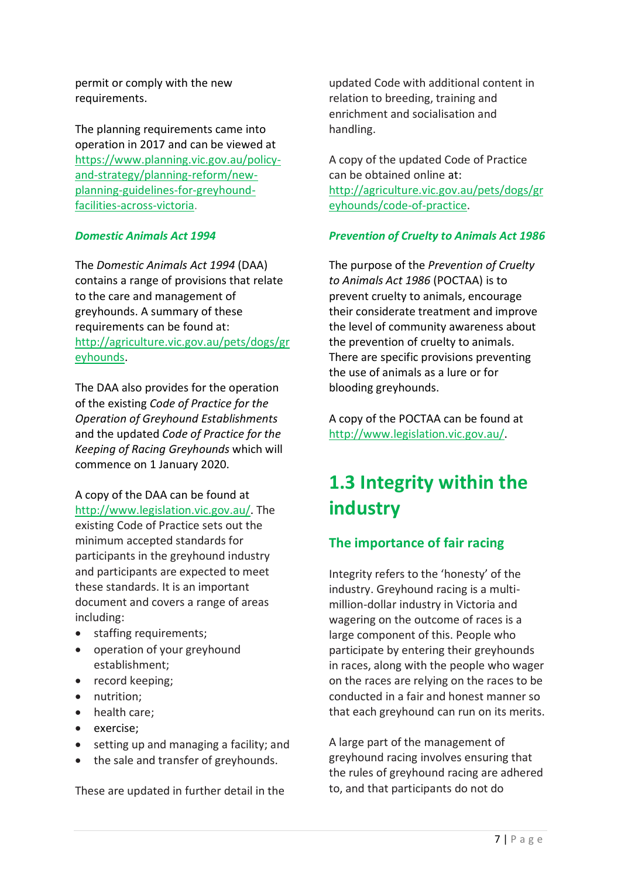permit or comply with the new requirements.

The planning requirements came into operation in 2017 and can be viewed at https://www.planning.vic.gov.au/policy-and-strategy/planning-reform/new-planning-guidelines-for-greyhound-facilities-across-victoria.

### *Domestic Animals Act 1994*

The *Domestic Animals Act 1994* (DAA) contains a range of provisions that relate to the care and management of greyhounds. A summary of these requirements can be found at: http://agriculture.vic.gov.au/pets/dogs/greyhounds.

The DAA also provides for the operation of the existing *Code of Practice for the Operation of Greyhound Establishments* and the updated *Code of Practice for the Keeping of Racing Greyhounds* which will commence on 1 January 2020.

A copy of the DAA can be found at http://www.legislation.vic.gov.au/. The existing Code of Practice sets out the minimum accepted standards for participants in the greyhound industry and participants are expected to meet these standards. It is an important document and covers a range of areas including:

- staffing requirements;
- operation of your greyhound establishment;
- record keeping;
- nutrition;
- health care;
- exercise;
- setting up and managing a facility; and
- the sale and transfer of greyhounds.

These are updated in further detail in the updated Code with additional content in relation to breeding, training and enrichment and socialisation and handling.

A copy of the updated Code of Practice can be obtained online at: http://agriculture.vic.gov.au/pets/dogs/greyhounds/code-of-practice.

### *Prevention of Cruelty to Animals Act 1986*

The purpose of the *Prevention of Cruelty to Animals Act 1986* (POCTAA) is to prevent cruelty to animals, encourage their considerate treatment and improve the level of community awareness about the prevention of cruelty to animals. There are specific provisions preventing the use of animals as a lure or for blooding greyhounds.

A copy of the POCTAA can be found at http://www.legislation.vic.gov.au/.

## 1.3 Integrity within the industry

### The importance of fair racing

Integrity refers to the 'honesty' of the industry. Greyhound racing is a multi-million-dollar industry in Victoria and wagering on the outcome of races is a large component of this. People who participate by entering their greyhounds in races, along with the people who wager on the races are relying on the races to be conducted in a fair and honest manner so that each greyhound can run on its merits.

A large part of the management of greyhound racing involves ensuring that the rules of greyhound racing are adhered to, and that participants do not do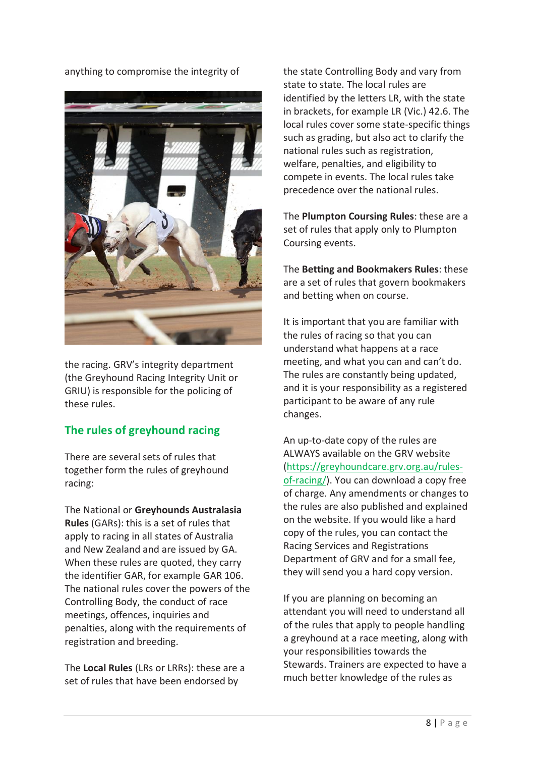anything to compromise the integrity of the racing. GRV's integrity department (the Greyhound Racing Integrity Unit or GRIU) is responsible for the policing of these rules.

## The rules of greyhound racing

There are several sets of rules that together form the rules of greyhound racing:

The National or **Greyhounds Australasia Rules** (GARs): this is a set of rules that apply to racing in all states of Australia and New Zealand and are issued by GA. When these rules are quoted, they carry the identifier GAR, for example GAR 106. The national rules cover the powers of the Controlling Body, the conduct of race meetings, offences, inquiries and penalties, along with the requirements of registration and breeding.

The **Local Rules** (LRs or LRRs): these are a set of rules that have been endorsed by the state Controlling Body and vary from state to state. The local rules are identified by the letters LR, with the state in brackets, for example LR (Vic.) 42.6. The local rules cover some state-specific things such as grading, but also act to clarify the national rules such as registration, welfare, penalties, and eligibility to compete in events. The local rules take precedence over the national rules.

The **Plumpton Coursing Rules**: these are a set of rules that apply only to Plumpton Coursing events.

The **Betting and Bookmakers Rules**: these are a set of rules that govern bookmakers and betting when on course.

It is important that you are familiar with the rules of racing so that you can understand what happens at a race meeting, and what you can and can't do. The rules are constantly being updated, and it is your responsibility as a registered participant to be aware of any rule changes.

An up-to-date copy of the rules are ALWAYS available on the GRV website (https://greyhoundcare.grv.org.au/rules-of-racing/). You can download a copy free of charge. Any amendments or changes to the rules are also published and explained on the website. If you would like a hard copy of the rules, you can contact the Racing Services and Registrations Department of GRV and for a small fee, they will send you a hard copy version.

If you are planning on becoming an attendant you will need to understand all of the rules that apply to people handling a greyhound at a race meeting, along with your responsibilities towards the Stewards. Trainers are expected to have a much better knowledge of the rules as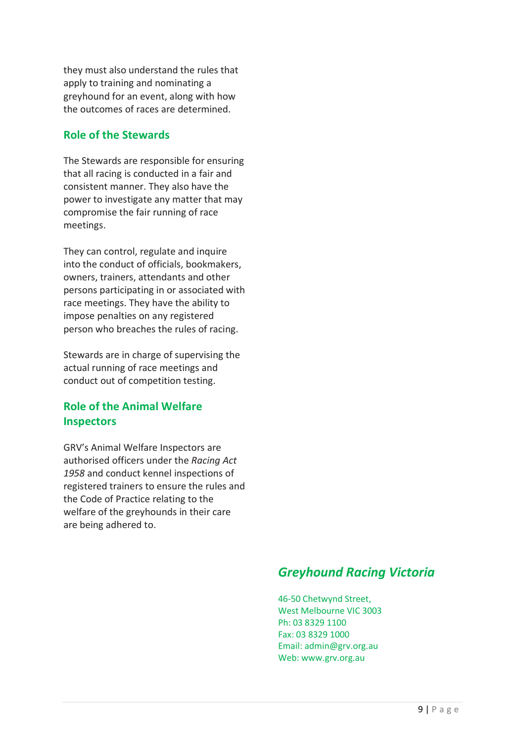they must also understand the rules that apply to training and nominating a greyhound for an event, along with how the outcomes of races are determined.

## Role of the Stewards

The Stewards are responsible for ensuring that all racing is conducted in a fair and consistent manner. They also have the power to investigate any matter that may compromise the fair running of race meetings.

They can control, regulate and inquire into the conduct of officials, bookmakers, owners, trainers, attendants and other persons participating in or associated with race meetings. They have the ability to impose penalties on any registered person who breaches the rules of racing.

Stewards are in charge of supervising the actual running of race meetings and conduct out of competition testing.

## Role of the Animal Welfare Inspectors

GRV's Animal Welfare Inspectors are authorised officers under the *Racing Act 1958* and conduct kennel inspections of registered trainers to ensure the rules and the Code of Practice relating to the welfare of the greyhounds in their care are being adhered to.

## *Greyhound Racing Victoria*

46-50 Chetwynd Street,
West Melbourne VIC 3003
Ph: 03 8329 1100
Fax: 03 8329 1000
Email: admin@grv.org.au
Web: www.grv.org.au